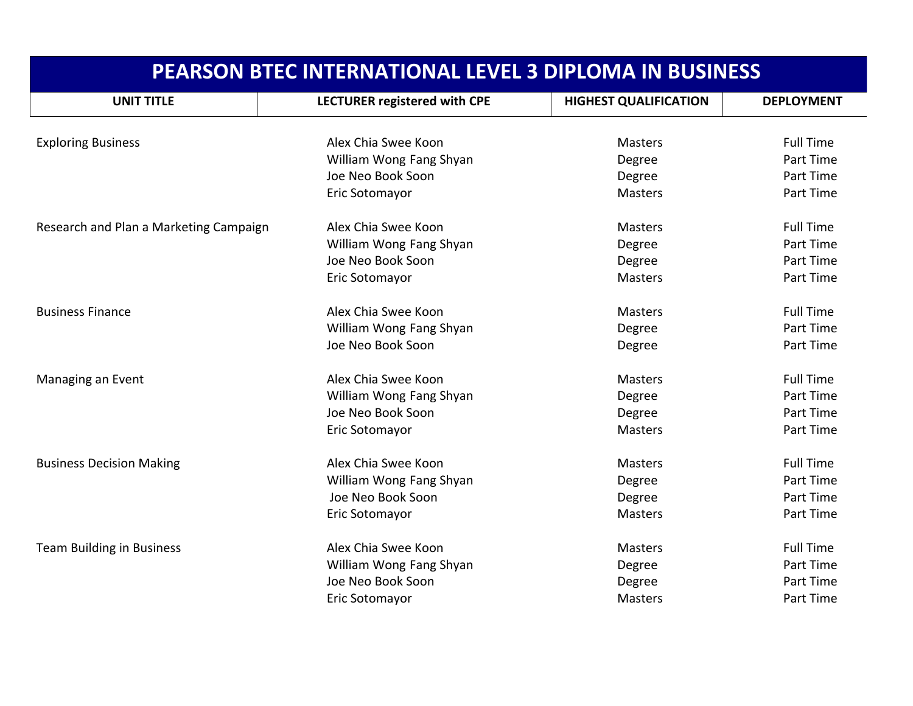# PEARSON BTEC INTERNATIONAL LEVEL 3 DIPLOMA IN BUSINESS

| UNIT TITLE | LECTURER registered with CPE | HIGHEST QUALIFICATION | DEPLOYMENT |
|---|---|---|---|
| Exploring Business | Alex Chia Swee Koon | Masters | Full Time |
| | William Wong Fang Shyan | Degree | Part Time |
| | Joe Neo Book Soon | Degree | Part Time |
| | Eric Sotomayor | Masters | Part Time |
| Research and Plan a Marketing Campaign | Alex Chia Swee Koon | Masters | Full Time |
| | William Wong Fang Shyan | Degree | Part Time |
| | Joe Neo Book Soon | Degree | Part Time |
| | Eric Sotomayor | Masters | Part Time |
| Business Finance | Alex Chia Swee Koon | Masters | Full Time |
| | William Wong Fang Shyan | Degree | Part Time |
| | Joe Neo Book Soon | Degree | Part Time |
| Managing an Event | Alex Chia Swee Koon | Masters | Full Time |
| | William Wong Fang Shyan | Degree | Part Time |
| | Joe Neo Book Soon | Degree | Part Time |
| | Eric Sotomayor | Masters | Part Time |
| Business Decision Making | Alex Chia Swee Koon | Masters | Full Time |
| | William Wong Fang Shyan | Degree | Part Time |
| | Joe Neo Book Soon | Degree | Part Time |
| | Eric Sotomayor | Masters | Part Time |
| Team Building in Business | Alex Chia Swee Koon | Masters | Full Time |
| | William Wong Fang Shyan | Degree | Part Time |
| | Joe Neo Book Soon | Degree | Part Time |
| | Eric Sotomayor | Masters | Part Time |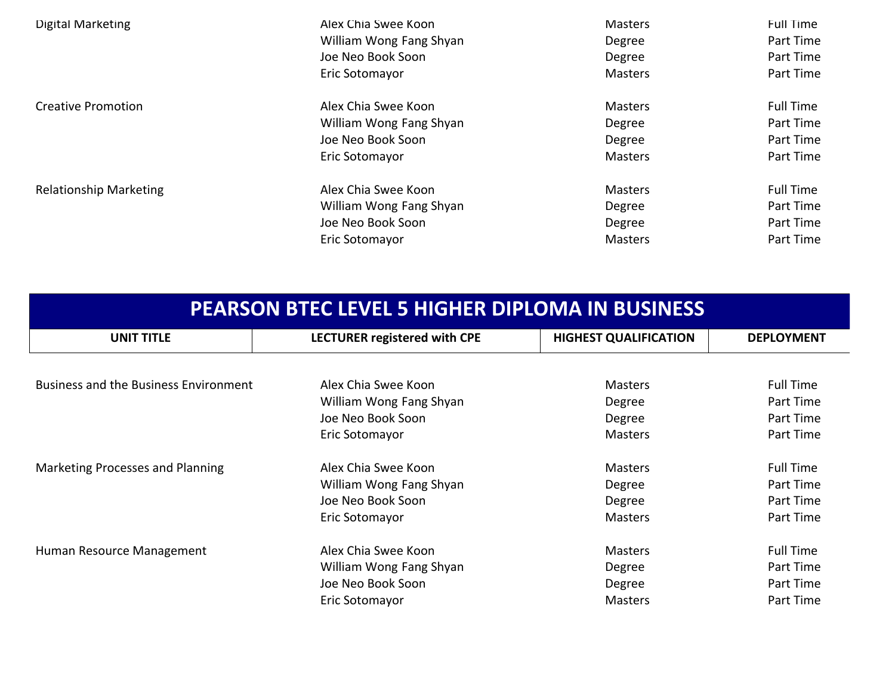| | | | |
|---|---|---|---|
| Digital Marketing | Alex Chia Swee Koon | Masters | Full Time |
| | William Wong Fang Shyan | Degree | Part Time |
| | Joe Neo Book Soon | Degree | Part Time |
| | Eric Sotomayor | Masters | Part Time |
| Creative Promotion | Alex Chia Swee Koon | Masters | Full Time |
| | William Wong Fang Shyan | Degree | Part Time |
| | Joe Neo Book Soon | Degree | Part Time |
| | Eric Sotomayor | Masters | Part Time |
| Relationship Marketing | Alex Chia Swee Koon | Masters | Full Time |
| | William Wong Fang Shyan | Degree | Part Time |
| | Joe Neo Book Soon | Degree | Part Time |
| | Eric Sotomayor | Masters | Part Time |

## PEARSON BTEC LEVEL 5 HIGHER DIPLOMA IN BUSINESS

| UNIT TITLE | LECTURER registered with CPE | HIGHEST QUALIFICATION | DEPLOYMENT |
|---|---|---|---|
| Business and the Business Environment | Alex Chia Swee Koon | Masters | Full Time |
| | William Wong Fang Shyan | Degree | Part Time |
| | Joe Neo Book Soon | Degree | Part Time |
| | Eric Sotomayor | Masters | Part Time |
| Marketing Processes and Planning | Alex Chia Swee Koon | Masters | Full Time |
| | William Wong Fang Shyan | Degree | Part Time |
| | Joe Neo Book Soon | Degree | Part Time |
| | Eric Sotomayor | Masters | Part Time |
| Human Resource Management | Alex Chia Swee Koon | Masters | Full Time |
| | William Wong Fang Shyan | Degree | Part Time |
| | Joe Neo Book Soon | Degree | Part Time |
| | Eric Sotomayor | Masters | Part Time |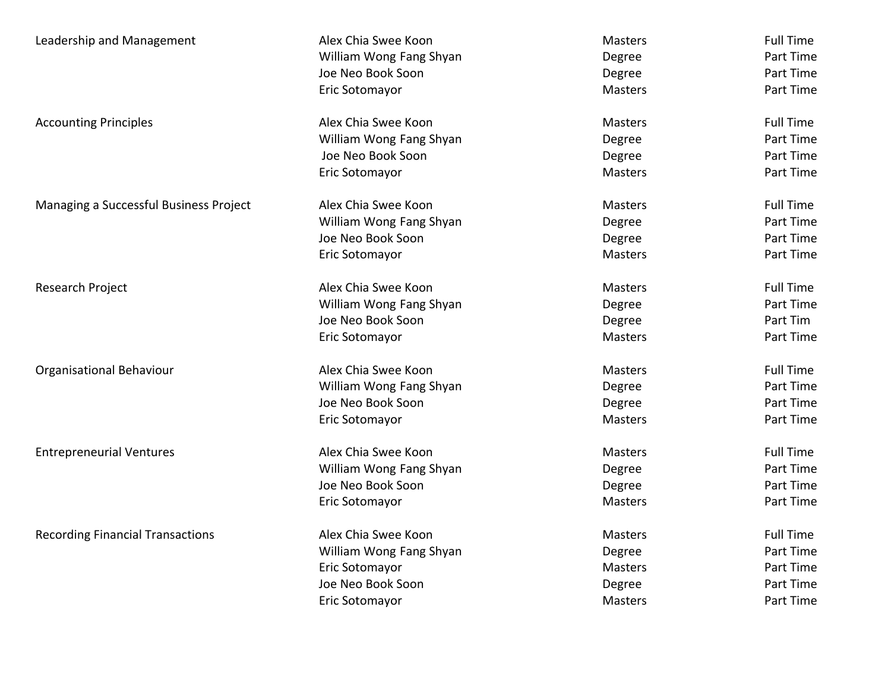| | | | |
|---|---|---|---|
| Leadership and Management | Alex Chia Swee Koon | Masters | Full Time |
| | William Wong Fang Shyan | Degree | Part Time |
| | Joe Neo Book Soon | Degree | Part Time |
| | Eric Sotomayor | Masters | Part Time |
| Accounting Principles | Alex Chia Swee Koon | Masters | Full Time |
| | William Wong Fang Shyan | Degree | Part Time |
| | Joe Neo Book Soon | Degree | Part Time |
| | Eric Sotomayor | Masters | Part Time |
| Managing a Successful Business Project | Alex Chia Swee Koon | Masters | Full Time |
| | William Wong Fang Shyan | Degree | Part Time |
| | Joe Neo Book Soon | Degree | Part Time |
| | Eric Sotomayor | Masters | Part Time |
| Research Project | Alex Chia Swee Koon | Masters | Full Time |
| | William Wong Fang Shyan | Degree | Part Time |
| | Joe Neo Book Soon | Degree | Part Tim |
| | Eric Sotomayor | Masters | Part Time |
| Organisational Behaviour | Alex Chia Swee Koon | Masters | Full Time |
| | William Wong Fang Shyan | Degree | Part Time |
| | Joe Neo Book Soon | Degree | Part Time |
| | Eric Sotomayor | Masters | Part Time |
| Entrepreneurial Ventures | Alex Chia Swee Koon | Masters | Full Time |
| | William Wong Fang Shyan | Degree | Part Time |
| | Joe Neo Book Soon | Degree | Part Time |
| | Eric Sotomayor | Masters | Part Time |
| Recording Financial Transactions | Alex Chia Swee Koon | Masters | Full Time |
| | William Wong Fang Shyan | Degree | Part Time |
| | Eric Sotomayor | Masters | Part Time |
| | Joe Neo Book Soon | Degree | Part Time |
| | Eric Sotomayor | Masters | Part Time |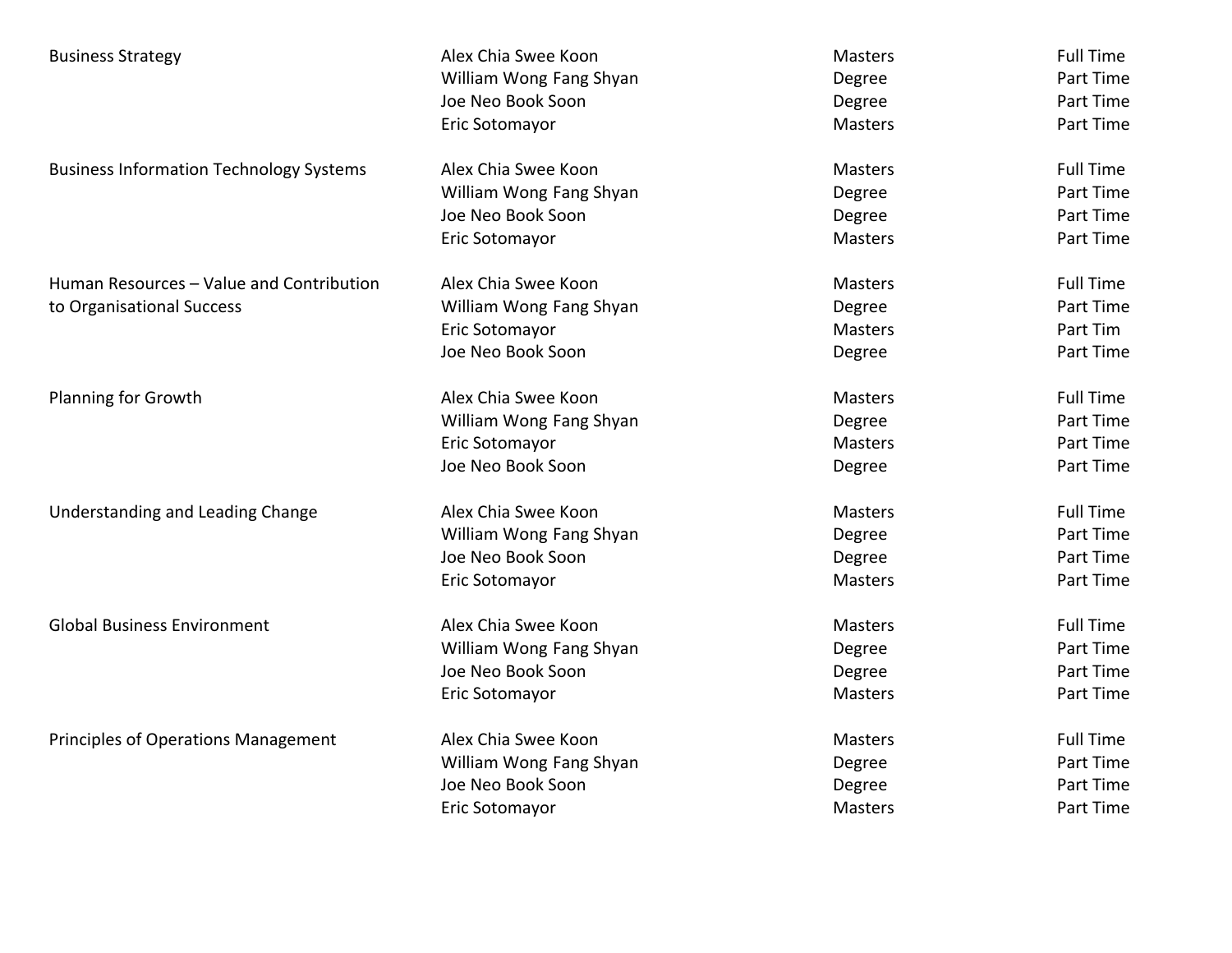| | | | |
|---|---|---|---|
| Business Strategy | Alex Chia Swee Koon | Masters | Full Time |
| | William Wong Fang Shyan | Degree | Part Time |
| | Joe Neo Book Soon | Degree | Part Time |
| | Eric Sotomayor | Masters | Part Time |
| Business Information Technology Systems | Alex Chia Swee Koon | Masters | Full Time |
| | William Wong Fang Shyan | Degree | Part Time |
| | Joe Neo Book Soon | Degree | Part Time |
| | Eric Sotomayor | Masters | Part Time |
| Human Resources – Value and Contribution to Organisational Success | Alex Chia Swee Koon | Masters | Full Time |
| | William Wong Fang Shyan | Degree | Part Time |
| | Eric Sotomayor | Masters | Part Tim |
| | Joe Neo Book Soon | Degree | Part Time |
| Planning for Growth | Alex Chia Swee Koon | Masters | Full Time |
| | William Wong Fang Shyan | Degree | Part Time |
| | Eric Sotomayor | Masters | Part Time |
| | Joe Neo Book Soon | Degree | Part Time |
| Understanding and Leading Change | Alex Chia Swee Koon | Masters | Full Time |
| | William Wong Fang Shyan | Degree | Part Time |
| | Joe Neo Book Soon | Degree | Part Time |
| | Eric Sotomayor | Masters | Part Time |
| Global Business Environment | Alex Chia Swee Koon | Masters | Full Time |
| | William Wong Fang Shyan | Degree | Part Time |
| | Joe Neo Book Soon | Degree | Part Time |
| | Eric Sotomayor | Masters | Part Time |
| Principles of Operations Management | Alex Chia Swee Koon | Masters | Full Time |
| | William Wong Fang Shyan | Degree | Part Time |
| | Joe Neo Book Soon | Degree | Part Time |
| | Eric Sotomayor | Masters | Part Time |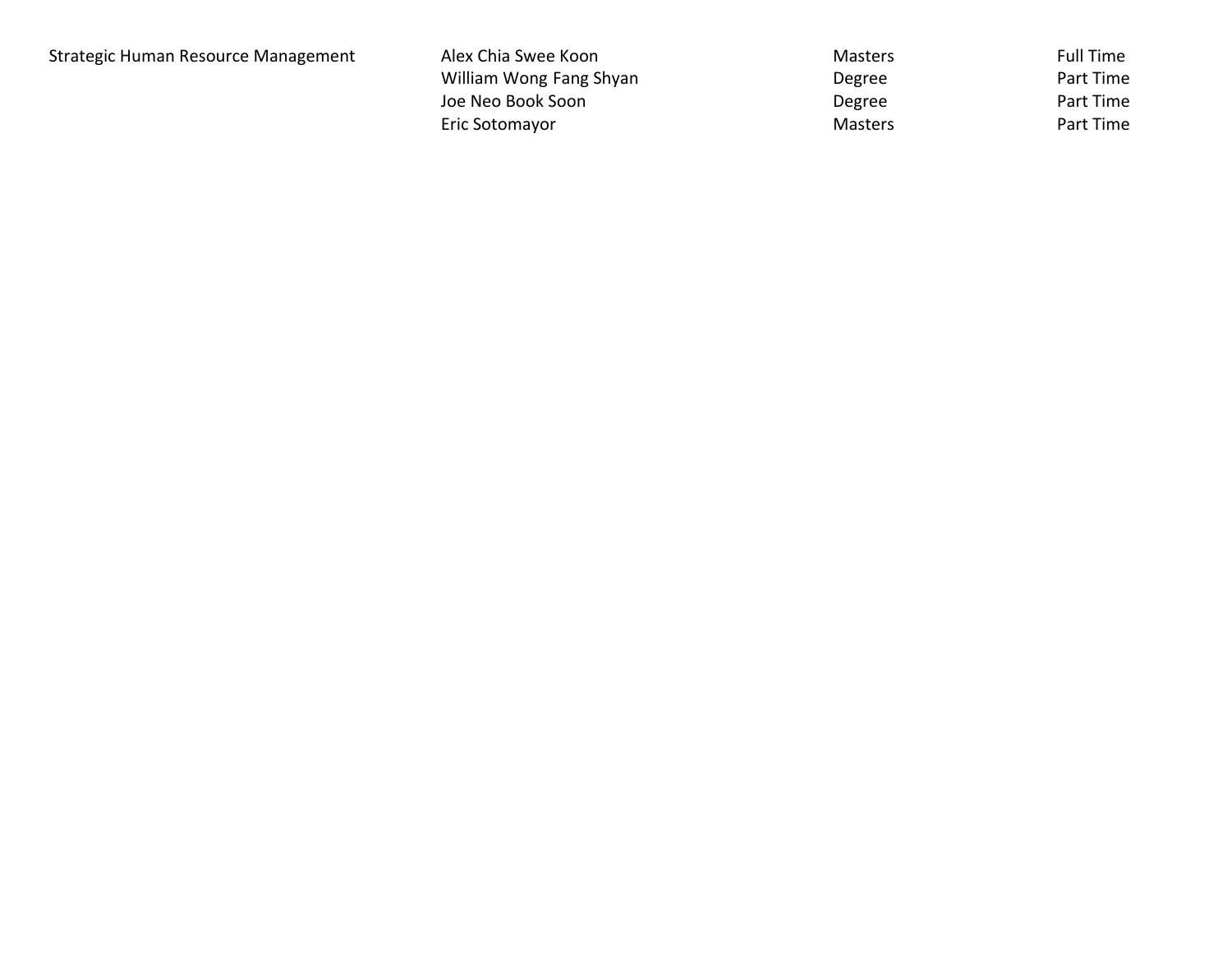| | | | |
|---|---|---|---|
| Strategic Human Resource Management | Alex Chia Swee Koon | Masters | Full Time |
| | William Wong Fang Shyan | Degree | Part Time |
| | Joe Neo Book Soon | Degree | Part Time |
| | Eric Sotomayor | Masters | Part Time |